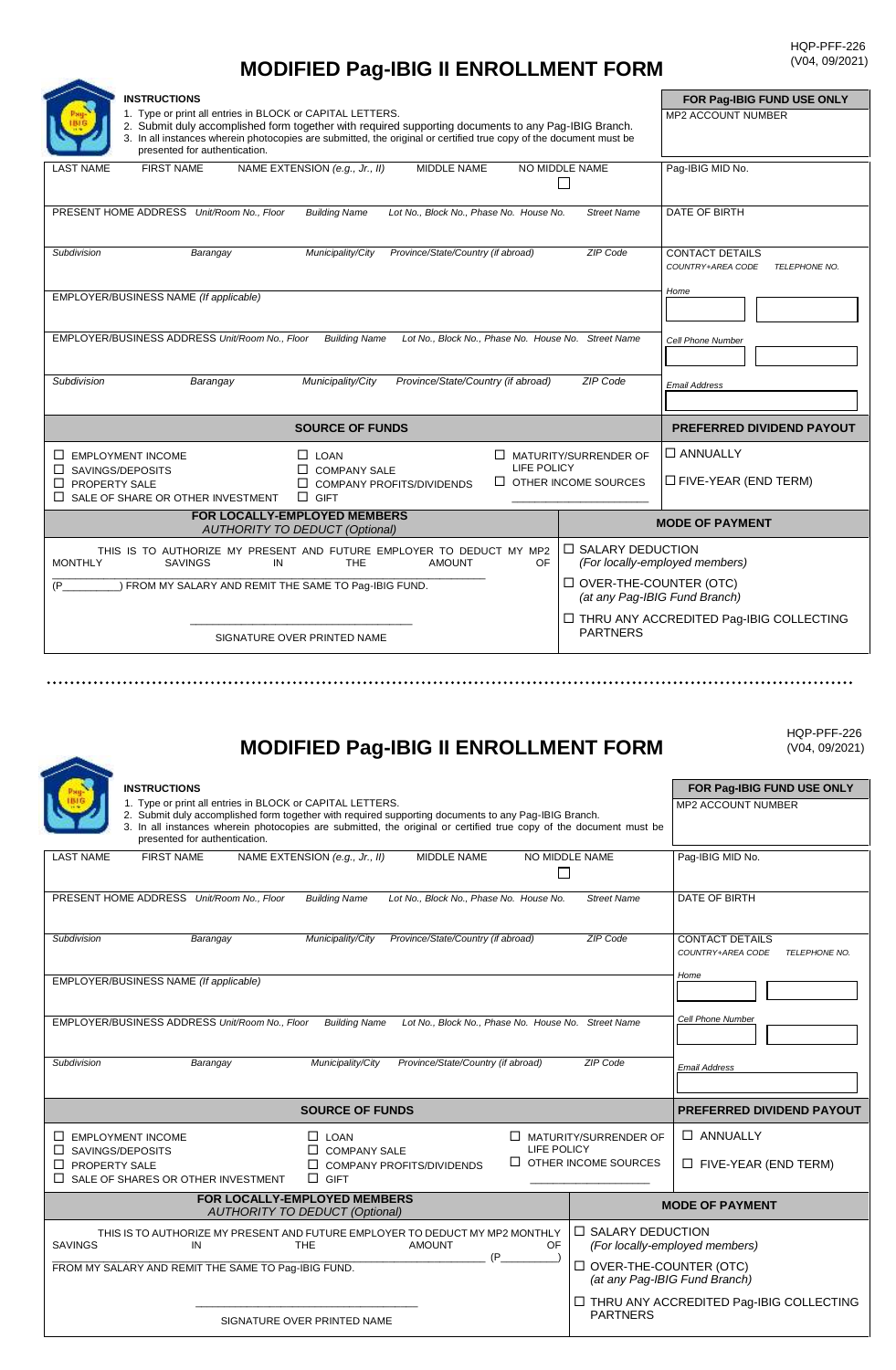HQP-PFF-226
(V04, 09/2021)

# MODIFIED Pag-IBIG II ENROLLMENT FORM

**INSTRUCTIONS**

1. Type or print all entries in BLOCK or CAPITAL LETTERS.
2. Submit duly accomplished form together with required supporting documents to any Pag-IBIG Branch.
3. In all instances wherein photocopies are submitted, the original or certified true copy of the document must be presented for authentication.

| | **FOR Pag-IBIG FUND USE ONLY** |
|---|---|
| | MP2 ACCOUNT NUMBER |
| LAST NAME / FIRST NAME / NAME EXTENSION (e.g., Jr., II) / MIDDLE NAME / NO MIDDLE NAME ☐ | Pag-IBIG MID No. |
| PRESENT HOME ADDRESS *Unit/Room No., Floor* / *Building Name* / *Lot No., Block No., Phase No. House No.* / *Street Name* | DATE OF BIRTH |
| *Subdivision* / *Barangay* / *Municipality/City* / *Province/State/Country (if abroad)* / *ZIP Code* | CONTACT DETAILS *COUNTRY+AREA CODE* *TELEPHONE NO.* |
| EMPLOYER/BUSINESS NAME *(If applicable)* | *Home* |
| EMPLOYER/BUSINESS ADDRESS *Unit/Room No., Floor* / *Building Name* / *Lot No., Block No., Phase No. House No.* / *Street Name* | *Cell Phone Number* |
| *Subdivision* / *Barangay* / *Municipality/City* / *Province/State/Country (if abroad)* / *ZIP Code* | *Email Address* |

| **SOURCE OF FUNDS** | | | **PREFERRED DIVIDEND PAYOUT** |
|---|---|---|---|
| ☐ EMPLOYMENT INCOME | ☐ LOAN | ☐ MATURITY/SURRENDER OF LIFE POLICY | ☐ ANNUALLY |
| ☐ SAVINGS/DEPOSITS | ☐ COMPANY SALE | ☐ OTHER INCOME SOURCES ____________ | ☐ FIVE-YEAR (END TERM) |
| ☐ PROPERTY SALE | ☐ COMPANY PROFITS/DIVIDENDS | | |
| ☐ SALE OF SHARE OR OTHER INVESTMENT | ☐ GIFT | | |

| **FOR LOCALLY-EMPLOYED MEMBERS** *AUTHORITY TO DEDUCT (Optional)* | **MODE OF PAYMENT** |
|---|---|
| THIS IS TO AUTHORIZE MY PRESENT AND FUTURE EMPLOYER TO DEDUCT MY MP2 MONTHLY SAVINGS IN THE AMOUNT OF ______________________ (P_________) FROM MY SALARY AND REMIT THE SAME TO Pag-IBIG FUND. | ☐ SALARY DEDUCTION *(For locally-employed members)* |
| | ☐ OVER-THE-COUNTER (OTC) *(at any Pag-IBIG Fund Branch)* |
| ______________________ SIGNATURE OVER PRINTED NAME | ☐ THRU ANY ACCREDITED Pag-IBIG COLLECTING PARTNERS |

---

HQP-PFF-226
(V04, 09/2021)

# MODIFIED Pag-IBIG II ENROLLMENT FORM

**INSTRUCTIONS**

1. Type or print all entries in BLOCK or CAPITAL LETTERS.
2. Submit duly accomplished form together with required supporting documents to any Pag-IBIG Branch.
3. In all instances wherein photocopies are submitted, the original or certified true copy of the document must be presented for authentication.

| | **FOR Pag-IBIG FUND USE ONLY** |
|---|---|
| | MP2 ACCOUNT NUMBER |
| LAST NAME / FIRST NAME / NAME EXTENSION (e.g., Jr., II) / MIDDLE NAME / NO MIDDLE NAME ☐ | Pag-IBIG MID No. |
| PRESENT HOME ADDRESS *Unit/Room No., Floor* / *Building Name* / *Lot No., Block No., Phase No. House No.* / *Street Name* | DATE OF BIRTH |
| *Subdivision* / *Barangay* / *Municipality/City* / *Province/State/Country (if abroad)* / *ZIP Code* | CONTACT DETAILS *COUNTRY+AREA CODE* *TELEPHONE NO.* |
| EMPLOYER/BUSINESS NAME *(If applicable)* | *Home* |
| EMPLOYER/BUSINESS ADDRESS *Unit/Room No., Floor* / *Building Name* / *Lot No., Block No., Phase No. House No.* / *Street Name* | *Cell Phone Number* |
| *Subdivision* / *Barangay* / *Municipality/City* / *Province/State/Country (if abroad)* / *ZIP Code* | *Email Address* |

| **SOURCE OF FUNDS** | | | **PREFERRED DIVIDEND PAYOUT** |
|---|---|---|---|
| ☐ EMPLOYMENT INCOME | ☐ LOAN | ☐ MATURITY/SURRENDER OF LIFE POLICY | ☐ ANNUALLY |
| ☐ SAVINGS/DEPOSITS | ☐ COMPANY SALE | ☐ OTHER INCOME SOURCES ____________ | ☐ FIVE-YEAR (END TERM) |
| ☐ PROPERTY SALE | ☐ COMPANY PROFITS/DIVIDENDS | | |
| ☐ SALE OF SHARES OR OTHER INVESTMENT | ☐ GIFT | | |

| **FOR LOCALLY-EMPLOYED MEMBERS** *AUTHORITY TO DEDUCT (Optional)* | **MODE OF PAYMENT** |
|---|---|
| THIS IS TO AUTHORIZE MY PRESENT AND FUTURE EMPLOYER TO DEDUCT MY MP2 MONTHLY SAVINGS IN THE AMOUNT OF ______________________ (P_________) FROM MY SALARY AND REMIT THE SAME TO Pag-IBIG FUND. | ☐ SALARY DEDUCTION *(For locally-employed members)* |
| | ☐ OVER-THE-COUNTER (OTC) *(at any Pag-IBIG Fund Branch)* |
| ______________________ SIGNATURE OVER PRINTED NAME | ☐ THRU ANY ACCREDITED Pag-IBIG COLLECTING PARTNERS |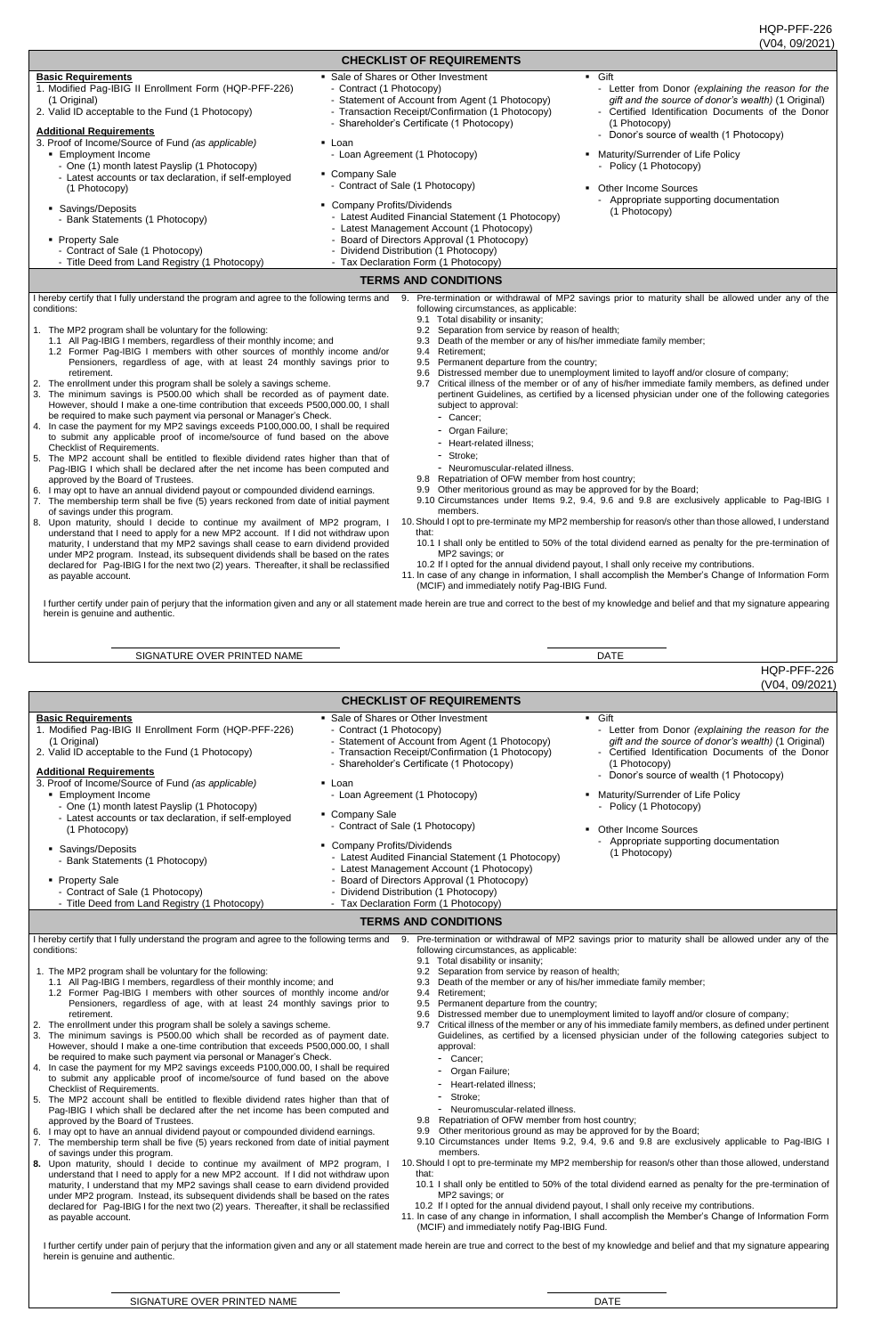HQP-PFF-226
(V04, 09/2021)

## CHECKLIST OF REQUIREMENTS

**Basic Requirements**

1. Modified Pag-IBIG II Enrollment Form (HQP-PFF-226) (1 Original)
2. Valid ID acceptable to the Fund (1 Photocopy)

**Additional Requirements**

3. Proof of Income/Source of Fund *(as applicable)*
   - Employment Income
     - One (1) month latest Payslip (1 Photocopy)
     - Latest accounts or tax declaration, if self-employed (1 Photocopy)
   - Savings/Deposits
     - Bank Statements (1 Photocopy)
   - Property Sale
     - Contract of Sale (1 Photocopy)
     - Title Deed from Land Registry (1 Photocopy)
   - Sale of Shares or Other Investment
     - Contract (1 Photocopy)
     - Statement of Account from Agent (1 Photocopy)
     - Transaction Receipt/Confirmation (1 Photocopy)
     - Shareholder's Certificate (1 Photocopy)
   - Loan
     - Loan Agreement (1 Photocopy)
   - Company Sale
     - Contract of Sale (1 Photocopy)
   - Company Profits/Dividends
     - Latest Audited Financial Statement (1 Photocopy)
     - Latest Management Account (1 Photocopy)
     - Board of Directors Approval (1 Photocopy)
     - Dividend Distribution (1 Photocopy)
     - Tax Declaration Form (1 Photocopy)
   - Gift
     - Letter from Donor *(explaining the reason for the gift and the source of donor's wealth)* (1 Original)
     - Certified Identification Documents of the Donor (1 Photocopy)
     - Donor's source of wealth (1 Photocopy)
   - Maturity/Surrender of Life Policy
     - Policy (1 Photocopy)
   - Other Income Sources
     - Appropriate supporting documentation (1 Photocopy)

## TERMS AND CONDITIONS

I hereby certify that I fully understand the program and agree to the following terms and conditions:

1. The MP2 program shall be voluntary for the following:
   1.1 All Pag-IBIG I members, regardless of their monthly income; and
   1.2 Former Pag-IBIG I members with other sources of monthly income and/or Pensioners, regardless of age, with at least 24 monthly savings prior to retirement.
2. The enrollment under this program shall be solely a savings scheme.
3. The minimum savings is P500.00 which shall be recorded as of payment date. However, should I make a one-time contribution that exceeds P500,000.00, I shall be required to make such payment via personal or Manager's Check.
4. In case the payment for my MP2 savings exceeds P100,000.00, I shall be required to submit any applicable proof of income/source of fund based on the above Checklist of Requirements.
5. The MP2 account shall be entitled to flexible dividend rates higher than that of Pag-IBIG I which shall be declared after the net income has been computed and approved by the Board of Trustees.
6. I may opt to have an annual dividend payout or compounded dividend earnings.
7. The membership term shall be five (5) years reckoned from date of initial payment of savings under this program.
8. Upon maturity, should I decide to continue my availment of MP2 program, I understand that I need to apply for a new MP2 account. If I did not withdraw upon maturity, I understand that my MP2 savings shall cease to earn dividend provided under MP2 program. Instead, its subsequent dividends shall be based on the rates declared for Pag-IBIG I for the next two (2) years. Thereafter, it shall be reclassified as payable account.
9. Pre-termination or withdrawal of MP2 savings prior to maturity shall be allowed under any of the following circumstances, as applicable:
   9.1 Total disability or insanity;
   9.2 Separation from service by reason of health;
   9.3 Death of the member or any of his/her immediate family member;
   9.4 Retirement;
   9.5 Permanent departure from the country;
   9.6 Distressed member due to unemployment limited to layoff and/or closure of company;
   9.7 Critical illness of the member or any of his/her immediate family members, as defined under pertinent Guidelines, as certified by a licensed physician under one of the following categories subject to approval:
   - Cancer;
   - Organ Failure;
   - Heart-related illness;
   - Stroke;
   - Neuromuscular-related illness.

   9.8 Repatriation of OFW member from host country;
   9.9 Other meritorious ground as may be approved for by the Board;
   9.10 Circumstances under Items 9.2, 9.4, 9.6 and 9.8 are exclusively applicable to Pag-IBIG I members.
10. Should I opt to pre-terminate my MP2 membership for reason/s other than those allowed, I understand that:
    10.1 I shall only be entitled to 50% of the total dividend earned as penalty for the pre-termination of MP2 savings; or
    10.2 If I opted for the annual dividend payout, I shall only receive my contributions.
11. In case of any change in information, I shall accomplish the Member's Change of Information Form (MCIF) and immediately notify Pag-IBIG Fund.

I further certify under pain of perjury that the information given and any or all statement made herein are true and correct to the best of my knowledge and belief and that my signature appearing herein is genuine and authentic.

SIGNATURE OVER PRINTED NAME

DATE

HQP-PFF-226
(V04, 09/2021)

## CHECKLIST OF REQUIREMENTS

**Basic Requirements**

1. Modified Pag-IBIG II Enrollment Form (HQP-PFF-226) (1 Original)
2. Valid ID acceptable to the Fund (1 Photocopy)

**Additional Requirements**

3. Proof of Income/Source of Fund *(as applicable)*
   - Employment Income
     - One (1) month latest Payslip (1 Photocopy)
     - Latest accounts or tax declaration, if self-employed (1 Photocopy)
   - Savings/Deposits
     - Bank Statements (1 Photocopy)
   - Property Sale
     - Contract of Sale (1 Photocopy)
     - Title Deed from Land Registry (1 Photocopy)
   - Sale of Shares or Other Investment
     - Contract (1 Photocopy)
     - Statement of Account from Agent (1 Photocopy)
     - Transaction Receipt/Confirmation (1 Photocopy)
     - Shareholder's Certificate (1 Photocopy)
   - Loan
     - Loan Agreement (1 Photocopy)
   - Company Sale
     - Contract of Sale (1 Photocopy)
   - Company Profits/Dividends
     - Latest Audited Financial Statement (1 Photocopy)
     - Latest Management Account (1 Photocopy)
     - Board of Directors Approval (1 Photocopy)
     - Dividend Distribution (1 Photocopy)
     - Tax Declaration Form (1 Photocopy)
   - Gift
     - Letter from Donor *(explaining the reason for the gift and the source of donor's wealth)* (1 Original)
     - Certified Identification Documents of the Donor (1 Photocopy)
     - Donor's source of wealth (1 Photocopy)
   - Maturity/Surrender of Life Policy
     - Policy (1 Photocopy)
   - Other Income Sources
     - Appropriate supporting documentation (1 Photocopy)

## TERMS AND CONDITIONS

I hereby certify that I fully understand the program and agree to the following terms and conditions:

1. The MP2 program shall be voluntary for the following:
   1.1 All Pag-IBIG I members, regardless of their monthly income; and
   1.2 Former Pag-IBIG I members with other sources of monthly income and/or Pensioners, regardless of age, with at least 24 monthly savings prior to retirement.
2. The enrollment under this program shall be solely a savings scheme.
3. The minimum savings is P500.00 which shall be recorded as of payment date. However, should I make a one-time contribution that exceeds P500,000.00, I shall be required to make such payment via personal or Manager's Check.
4. In case the payment for my MP2 savings exceeds P100,000.00, I shall be required to submit any applicable proof of income/source of fund based on the above Checklist of Requirements.
5. The MP2 account shall be entitled to flexible dividend rates higher than that of Pag-IBIG I which shall be declared after the net income has been computed and approved by the Board of Trustees.
6. I may opt to have an annual dividend payout or compounded dividend earnings.
7. The membership term shall be five (5) years reckoned from date of initial payment of savings under this program.
8. Upon maturity, should I decide to continue my availment of MP2 program, I understand that I need to apply for a new MP2 account. If I did not withdraw upon maturity, I understand that my MP2 savings shall cease to earn dividend provided under MP2 program. Instead, its subsequent dividends shall be based on the rates declared for Pag-IBIG I for the next two (2) years. Thereafter, it shall be reclassified as payable account.
9. Pre-termination or withdrawal of MP2 savings prior to maturity shall be allowed under any of the following circumstances, as applicable:
   9.1 Total disability or insanity;
   9.2 Separation from service by reason of health;
   9.3 Death of the member or any of his/her immediate family member;
   9.4 Retirement;
   9.5 Permanent departure from the country;
   9.6 Distressed member due to unemployment limited to layoff and/or closure of company;
   9.7 Critical illness of the member or any of his immediate family members, as defined under pertinent Guidelines, as certified by a licensed physician under one of the following categories subject to approval:
   - Cancer;
   - Organ Failure;
   - Heart-related illness;
   - Stroke;
   - Neuromuscular-related illness.

   9.8 Repatriation of OFW member from host country;
   9.9 Other meritorious ground as may be approved for by the Board;
   9.10 Circumstances under Items 9.2, 9.4, 9.6 and 9.8 are exclusively applicable to Pag-IBIG I members.
10. Should I opt to pre-terminate my MP2 membership for reason/s other than those allowed, I understand that:
    10.1 I shall only be entitled to 50% of the total dividend earned as penalty for the pre-termination of MP2 savings; or
    10.2 If I opted for the annual dividend payout, I shall only receive my contributions.
11. In case of any change in information, I shall accomplish the Member's Change of Information Form (MCIF) and immediately notify Pag-IBIG Fund.

I further certify under pain of perjury that the information given and any or all statement made herein are true and correct to the best of my knowledge and belief and that my signature appearing herein is genuine and authentic.

SIGNATURE OVER PRINTED NAME

DATE